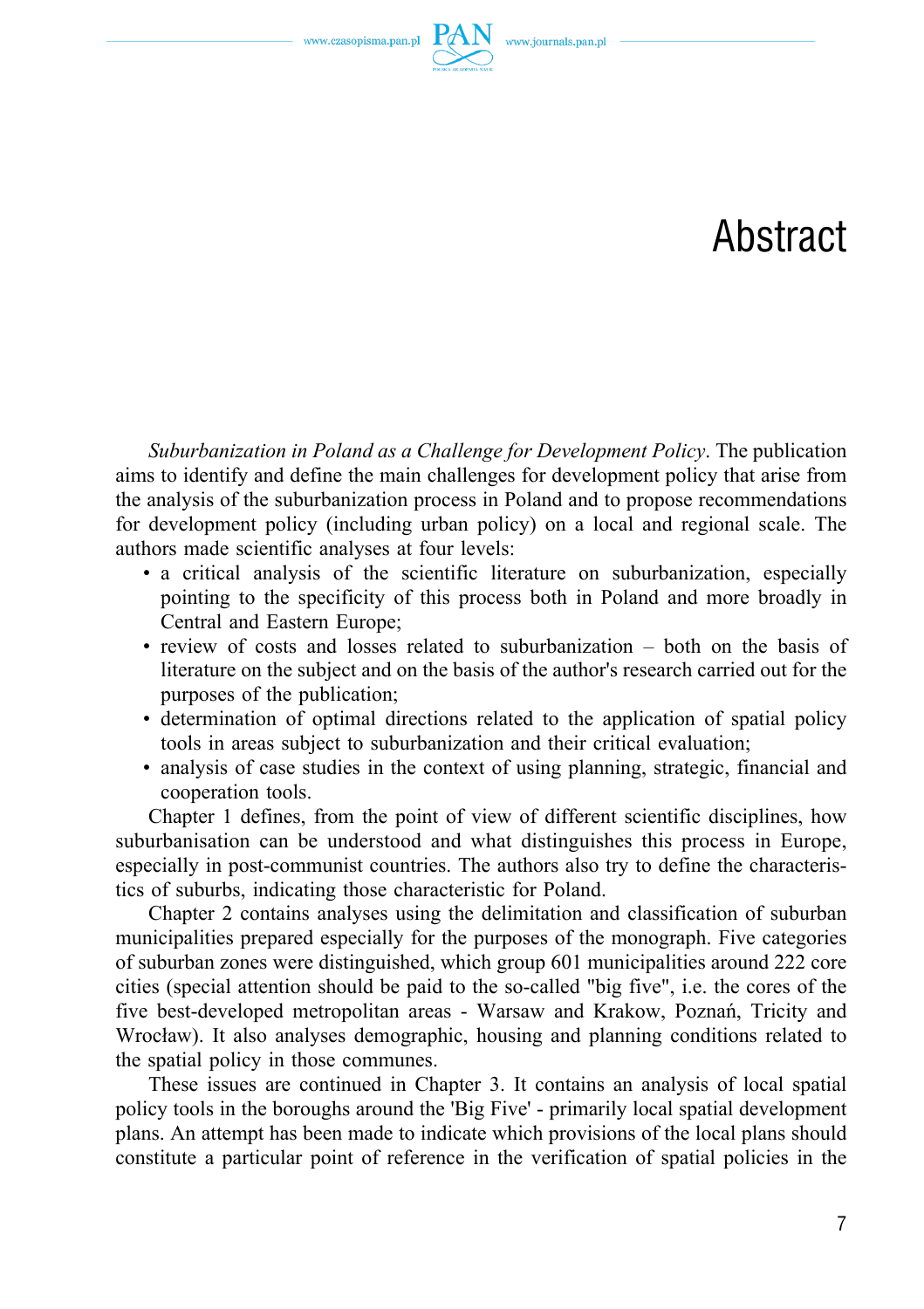# Abstract

*Suburbanization in Poland as a Challenge for Development Policy*. The publication aims to identify and define the main challenges for development policy that arise from the analysis of the suburbanization process in Poland and to propose recommendations for development policy (including urban policy) on a local and regional scale. The authors made scientific analyses at four levels:

- a critical analysis of the scientific literature on suburbanization, especially pointing to the specificity of this process both in Poland and more broadly in Central and Eastern Europe;
- review of costs and losses related to suburbanization – both on the basis of literature on the subject and on the basis of the author's research carried out for the purposes of the publication;
- determination of optimal directions related to the application of spatial policy tools in areas subject to suburbanization and their critical evaluation;
- analysis of case studies in the context of using planning, strategic, financial and cooperation tools.

Chapter 1 defines, from the point of view of different scientific disciplines, how suburbanisation can be understood and what distinguishes this process in Europe, especially in post-communist countries. The authors also try to define the characteristics of suburbs, indicating those characteristic for Poland.

Chapter 2 contains analyses using the delimitation and classification of suburban municipalities prepared especially for the purposes of the monograph. Five categories of suburban zones were distinguished, which group 601 municipalities around 222 core cities (special attention should be paid to the so-called "big five", i.e. the cores of the five best-developed metropolitan areas - Warsaw and Krakow, Poznań, Tricity and Wrocław). It also analyses demographic, housing and planning conditions related to the spatial policy in those communes.

These issues are continued in Chapter 3. It contains an analysis of local spatial policy tools in the boroughs around the 'Big Five' - primarily local spatial development plans. An attempt has been made to indicate which provisions of the local plans should constitute a particular point of reference in the verification of spatial policies in the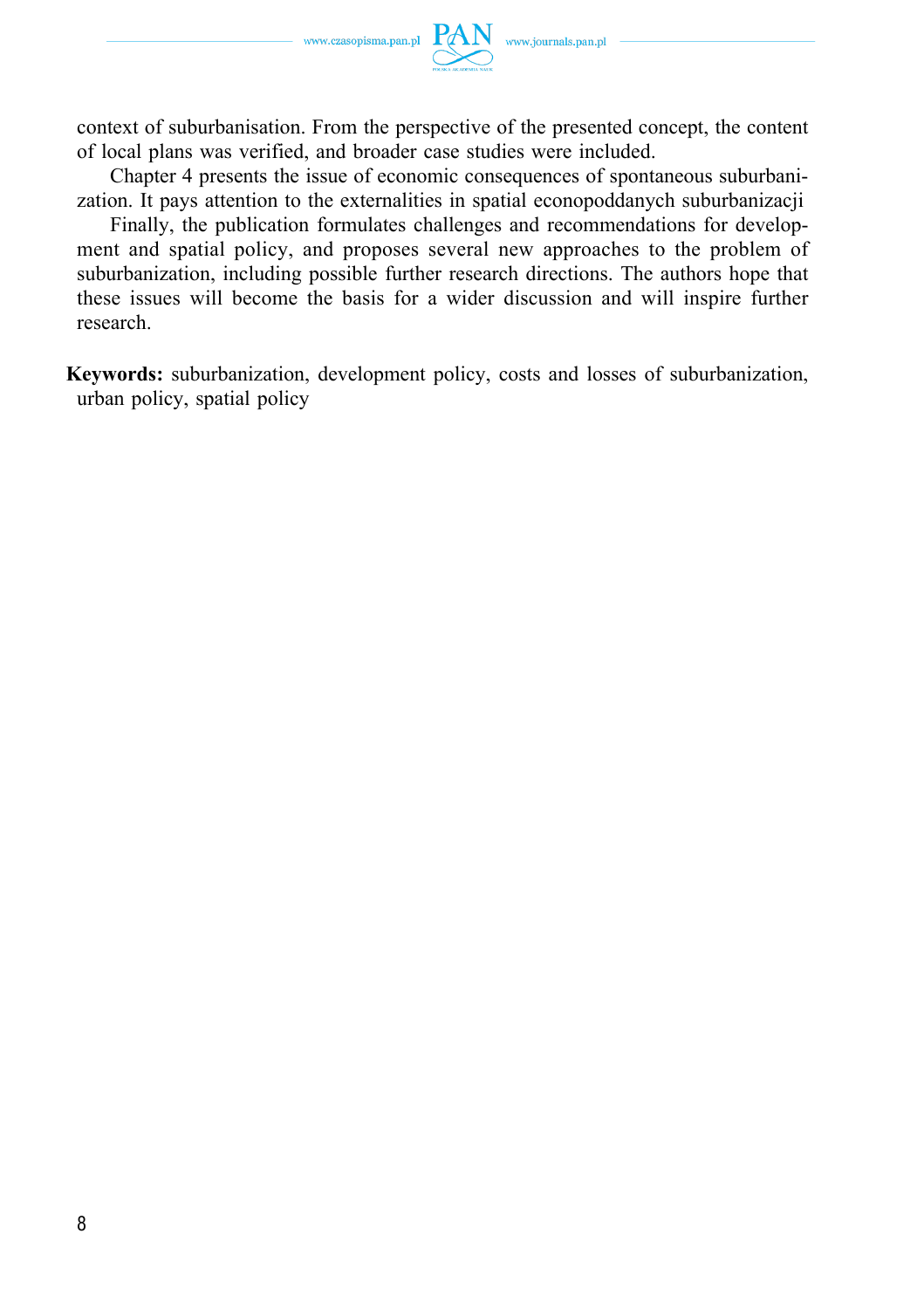context of suburbanisation. From the perspective of the presented concept, the content of local plans was verified, and broader case studies were included.

Chapter 4 presents the issue of economic consequences of spontaneous suburbanization. It pays attention to the externalities in spatial econopoddanych suburbanizacji

Finally, the publication formulates challenges and recommendations for development and spatial policy, and proposes several new approaches to the problem of suburbanization, including possible further research directions. The authors hope that these issues will become the basis for a wider discussion and will inspire further research.

**Keywords:** suburbanization, development policy, costs and losses of suburbanization, urban policy, spatial policy